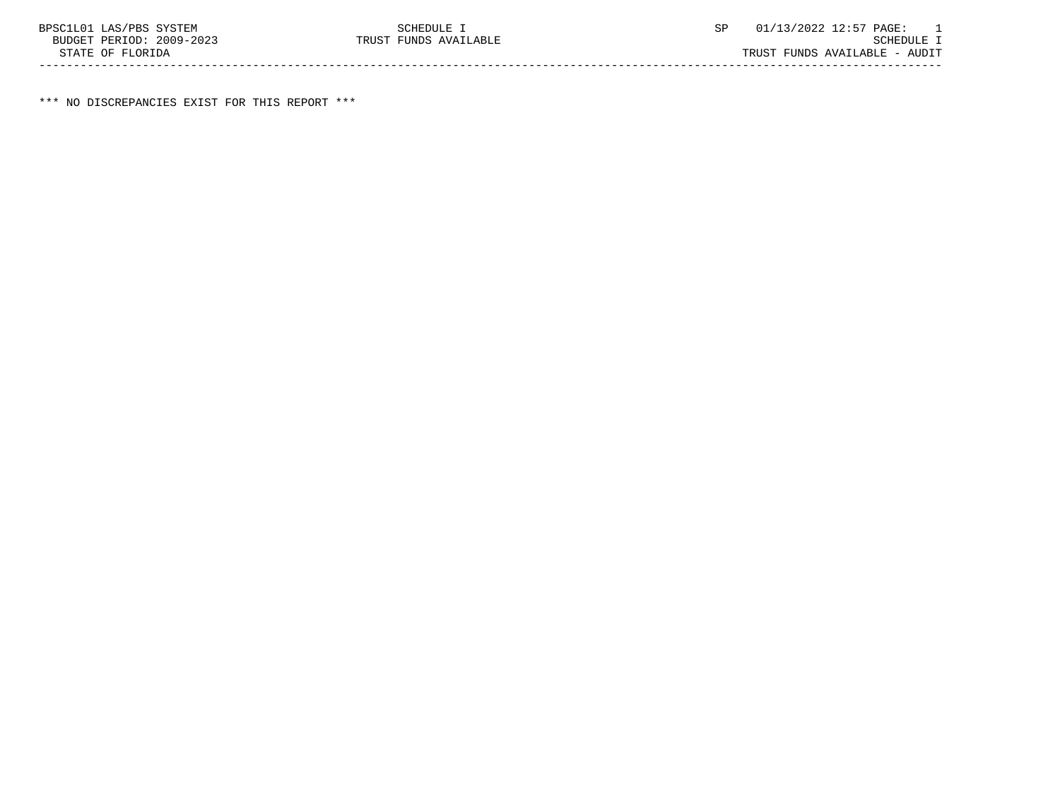BPSC1L01 LAS/PBS SYSTEM SCHEDULE I SP 01/13/2022 12:57 PAGE: 1
BUDGET PERIOD: 2009-2023 TRUST FUNDS AVAILABLE SCHEDULE I
STATE OF FLORIDA TRUST FUNDS AVAILABLE - AUDIT

*** NO DISCREPANCIES EXIST FOR THIS REPORT ***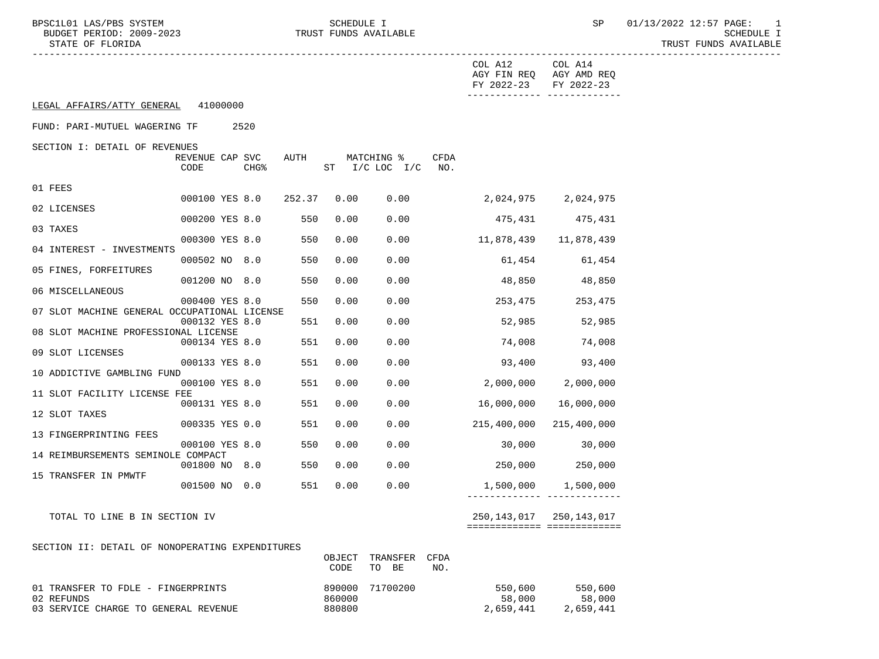COL A12 AGY FIN REQ FY 2022-23 | COL A14 AGY AMD REQ FY 2022-23

LEGAL AFFAIRS/ATTY GENERAL 41000000

FUND: PARI-MUTUEL WAGERING TF 2520

SECTION I: DETAIL OF REVENUES

| | REVENUE CODE | CAP CHG | SVC % | AUTH ST | MATCHING % I/C | LOC I/C | CFDA NO. | COL A12 AGY FIN REQ FY 2022-23 | COL A14 AGY AMD REQ FY 2022-23 |
|---|---|---|---|---|---|---|---|---|---|
| 01 FEES | 000100 | YES | 8.0 | 252.37 | 0.00 | 0.00 | | 2,024,975 | 2,024,975 |
| 02 LICENSES | 000200 | YES | 8.0 | 550 | 0.00 | 0.00 | | 475,431 | 475,431 |
| 03 TAXES | 000300 | YES | 8.0 | 550 | 0.00 | 0.00 | | 11,878,439 | 11,878,439 |
| 04 INTEREST - INVESTMENTS | 000502 | NO | 8.0 | 550 | 0.00 | 0.00 | | 61,454 | 61,454 |
| 05 FINES, FORFEITURES | 001200 | NO | 8.0 | 550 | 0.00 | 0.00 | | 48,850 | 48,850 |
| 06 MISCELLANEOUS | 000400 | YES | 8.0 | 550 | 0.00 | 0.00 | | 253,475 | 253,475 |
| 07 SLOT MACHINE GENERAL OCCUPATIONAL LICENSE | 000132 | YES | 8.0 | 551 | 0.00 | 0.00 | | 52,985 | 52,985 |
| 08 SLOT MACHINE PROFESSIONAL LICENSE | 000134 | YES | 8.0 | 551 | 0.00 | 0.00 | | 74,008 | 74,008 |
| 09 SLOT LICENSES | 000133 | YES | 8.0 | 551 | 0.00 | 0.00 | | 93,400 | 93,400 |
| 10 ADDICTIVE GAMBLING FUND | 000100 | YES | 8.0 | 551 | 0.00 | 0.00 | | 2,000,000 | 2,000,000 |
| 11 SLOT FACILITY LICENSE FEE | 000131 | YES | 8.0 | 551 | 0.00 | 0.00 | | 16,000,000 | 16,000,000 |
| 12 SLOT TAXES | 000335 | YES | 0.0 | 551 | 0.00 | 0.00 | | 215,400,000 | 215,400,000 |
| 13 FINGERPRINTING FEES | 000100 | YES | 8.0 | 550 | 0.00 | 0.00 | | 30,000 | 30,000 |
| 14 REIMBURSEMENTS SEMINOLE COMPACT | 001800 | NO | 8.0 | 550 | 0.00 | 0.00 | | 250,000 | 250,000 |
| 15 TRANSFER IN PMWTF | 001500 | NO | 0.0 | 551 | 0.00 | 0.00 | | 1,500,000 | 1,500,000 |
| TOTAL TO LINE B IN SECTION IV | | | | | | | | 250,143,017 | 250,143,017 |

SECTION II: DETAIL OF NONOPERATING EXPENDITURES

| | OBJECT CODE | TRANSFER TO BE | CFDA NO. | COL A12 AGY FIN REQ FY 2022-23 | COL A14 AGY AMD REQ FY 2022-23 |
|---|---|---|---|---|---|
| 01 TRANSFER TO FDLE - FINGERPRINTS | 890000 | 71700200 | | 550,600 | 550,600 |
| 02 REFUNDS | 860000 | | | 58,000 | 58,000 |
| 03 SERVICE CHARGE TO GENERAL REVENUE | 880800 | | | 2,659,441 | 2,659,441 |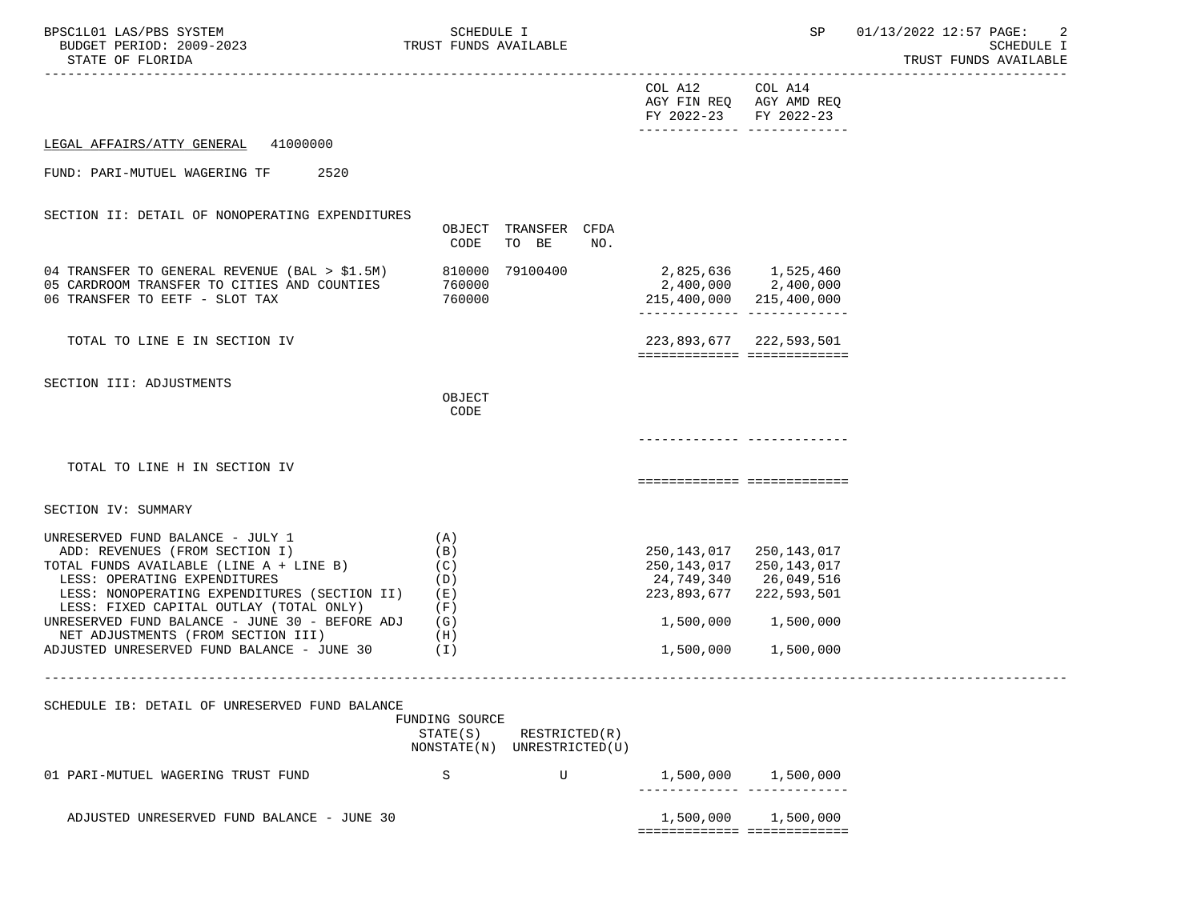LEGAL AFFAIRS/ATTY GENERAL 41000000

FUND: PARI-MUTUEL WAGERING TF 2520

## SECTION II: DETAIL OF NONOPERATING EXPENDITURES

| | OBJECT CODE | TRANSFER TO BE | CFDA NO. | COL A12 AGY FIN REQ FY 2022-23 | COL A14 AGY AMD REQ FY 2022-23 |
|---|---|---|---|---|---|
| 04 TRANSFER TO GENERAL REVENUE (BAL > $1.5M) | 810000 | 79100400 | | 2,825,636 | 1,525,460 |
| 05 CARDROOM TRANSFER TO CITIES AND COUNTIES | 760000 | | | 2,400,000 | 2,400,000 |
| 06 TRANSFER TO EETF - SLOT TAX | 760000 | | | 215,400,000 | 215,400,000 |
| TOTAL TO LINE E IN SECTION IV | | | | 223,893,677 | 222,593,501 |

## SECTION III: ADJUSTMENTS

| | OBJECT CODE | COL A12 AGY FIN REQ FY 2022-23 | COL A14 AGY AMD REQ FY 2022-23 |
|---|---|---|---|
| TOTAL TO LINE H IN SECTION IV | | | |

## SECTION IV: SUMMARY

| | | COL A12 AGY FIN REQ FY 2022-23 | COL A14 AGY AMD REQ FY 2022-23 |
|---|---|---|---|
| UNRESERVED FUND BALANCE - JULY 1 | (A) | | |
| ADD: REVENUES (FROM SECTION I) | (B) | 250,143,017 | 250,143,017 |
| TOTAL FUNDS AVAILABLE (LINE A + LINE B) | (C) | 250,143,017 | 250,143,017 |
| LESS: OPERATING EXPENDITURES | (D) | 24,749,340 | 26,049,516 |
| LESS: NONOPERATING EXPENDITURES (SECTION II) | (E) | 223,893,677 | 222,593,501 |
| LESS: FIXED CAPITAL OUTLAY (TOTAL ONLY) | (F) | | |
| UNRESERVED FUND BALANCE - JUNE 30 - BEFORE ADJ | (G) | 1,500,000 | 1,500,000 |
| NET ADJUSTMENTS (FROM SECTION III) | (H) | | |
| ADJUSTED UNRESERVED FUND BALANCE - JUNE 30 | (I) | 1,500,000 | 1,500,000 |

## SCHEDULE IB: DETAIL OF UNRESERVED FUND BALANCE

| | FUNDING SOURCE STATE(S) NONSTATE(N) | RESTRICTED(R) UNRESTRICTED(U) | COL A12 AGY FIN REQ FY 2022-23 | COL A14 AGY AMD REQ FY 2022-23 |
|---|---|---|---|---|
| 01 PARI-MUTUEL WAGERING TRUST FUND | S | U | 1,500,000 | 1,500,000 |
| ADJUSTED UNRESERVED FUND BALANCE - JUNE 30 | | | 1,500,000 | 1,500,000 |